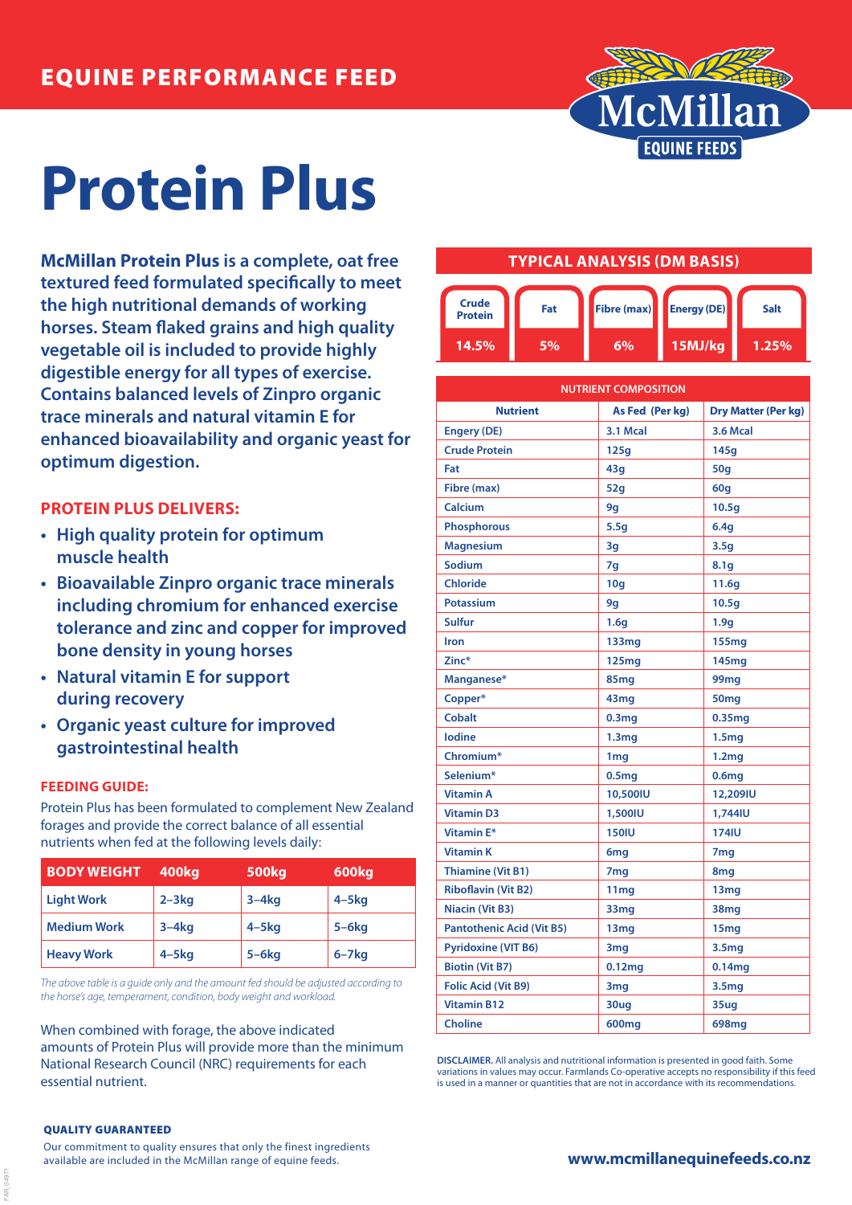EQUINE PERFORMANCE FEED

McMillan EQUINE FEEDS

# Protein Plus

**McMillan Protein Plus is a complete, oat free textured feed formulated specifically to meet the high nutritional demands of working horses. Steam flaked grains and high quality vegetable oil is included to provide highly digestible energy for all types of exercise. Contains balanced levels of Zinpro organic trace minerals and natural vitamin E for enhanced bioavailability and organic yeast for optimum digestion.**

## PROTEIN PLUS DELIVERS:

- High quality protein for optimum muscle health
- Bioavailable Zinpro organic trace minerals including chromium for enhanced exercise tolerance and zinc and copper for improved bone density in young horses
- Natural vitamin E for support during recovery
- Organic yeast culture for improved gastrointestinal health

### FEEDING GUIDE:

Protein Plus has been formulated to complement New Zealand forages and provide the correct balance of all essential nutrients when fed at the following levels daily:

| BODY WEIGHT | 400kg | 500kg | 600kg |
|---|---|---|---|
| Light Work | 2–3kg | 3–4kg | 4–5kg |
| Medium Work | 3–4kg | 4–5kg | 5–6kg |
| Heavy Work | 4–5kg | 5–6kg | 6–7kg |

*The above table is a guide only and the amount fed should be adjusted according to the horse's age, temperament, condition, body weight and workload.*

When combined with forage, the above indicated amounts of Protein Plus will provide more than the minimum National Research Council (NRC) requirements for each essential nutrient.

## TYPICAL ANALYSIS (DM BASIS)

| Crude Protein | Fat | Fibre (max) | Energy (DE) | Salt |
|---|---|---|---|---|
| 14.5% | 5% | 6% | 15MJ/kg | 1.25% |

| NUTRIENT COMPOSITION | | |
|---|---|---|
| **Nutrient** | **As Fed (Per kg)** | **Dry Matter (Per kg)** |
| Engery (DE) | 3.1 Mcal | 3.6 Mcal |
| Crude Protein | 125g | 145g |
| Fat | 43g | 50g |
| Fibre (max) | 52g | 60g |
| Calcium | 9g | 10.5g |
| Phosphorous | 5.5g | 6.4g |
| Magnesium | 3g | 3.5g |
| Sodium | 7g | 8.1g |
| Chloride | 10g | 11.6g |
| Potassium | 9g | 10.5g |
| Sulfur | 1.6g | 1.9g |
| Iron | 133mg | 155mg |
| Zinc* | 125mg | 145mg |
| Manganese* | 85mg | 99mg |
| Copper* | 43mg | 50mg |
| Cobalt | 0.3mg | 0.35mg |
| Iodine | 1.3mg | 1.5mg |
| Chromium* | 1mg | 1.2mg |
| Selenium* | 0.5mg | 0.6mg |
| Vitamin A | 10,500IU | 12,209IU |
| Vitamin D3 | 1,500IU | 1,744IU |
| Vitamin E* | 150IU | 174IU |
| Vitamin K | 6mg | 7mg |
| Thiamine (Vit B1) | 7mg | 8mg |
| Riboflavin (Vit B2) | 11mg | 13mg |
| Niacin (Vit B3) | 33mg | 38mg |
| Pantothenic Acid (Vit B5) | 13mg | 15mg |
| Pyridoxine (VIT B6) | 3mg | 3.5mg |
| Biotin (Vit B7) | 0.12mg | 0.14mg |
| Folic Acid (Vit B9) | 3mg | 3.5mg |
| Vitamin B12 | 30ug | 35ug |
| Choline | 600mg | 698mg |

**DISCLAIMER.** All analysis and nutritional information is presented in good faith. Some variations in values may occur. Farmlands Co-operative accepts no responsibility if this feed is used in a manner or quantities that are not in accordance with its recommendations.

**QUALITY GUARANTEED**

Our commitment to quality ensures that only the finest ingredients available are included in the McMillan range of equine feeds.

**www.mcmillanequinefeeds.co.nz**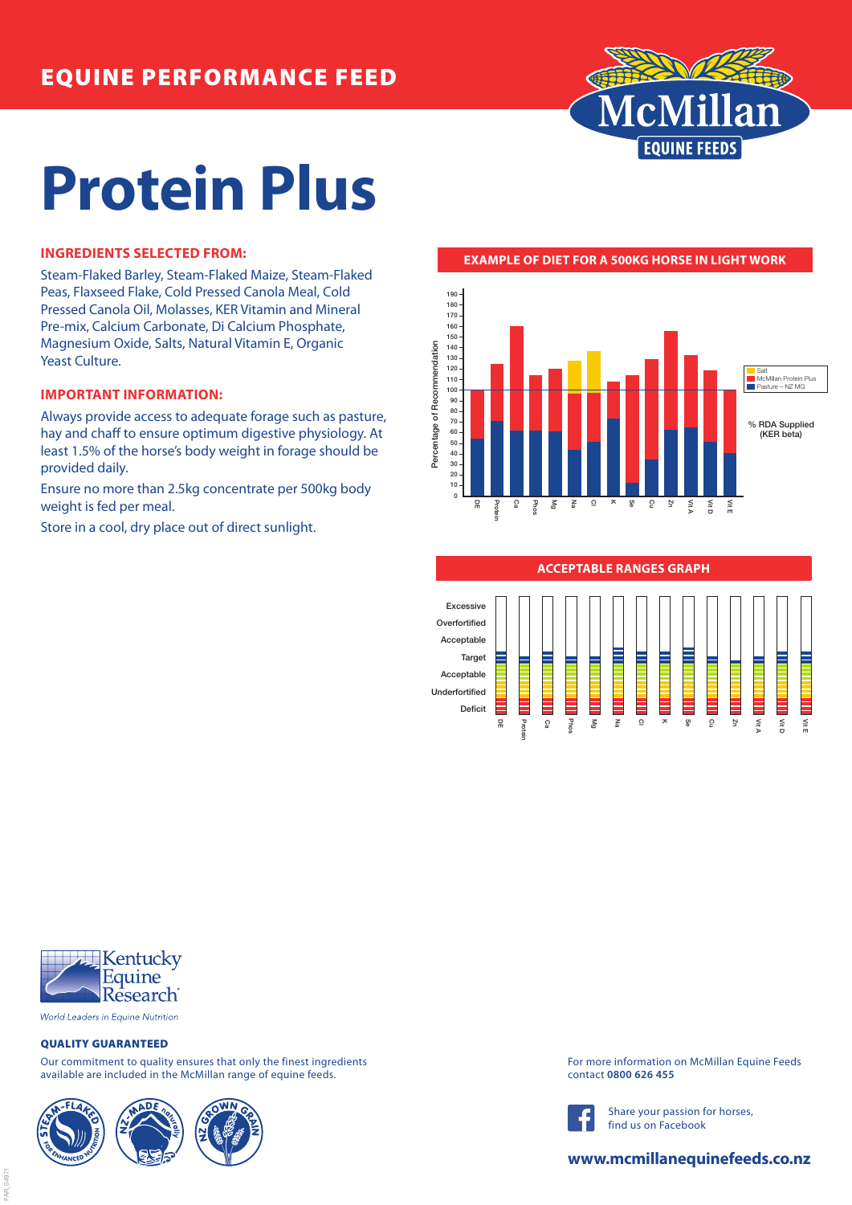# EQUINE PERFORMANCE FEED

McMillan
EQUINE FEEDS

# Protein Plus

## INGREDIENTS SELECTED FROM:

Steam-Flaked Barley, Steam-Flaked Maize, Steam-Flaked Peas, Flaxseed Flake, Cold Pressed Canola Meal, Cold Pressed Canola Oil, Molasses, KER Vitamin and Mineral Pre-mix, Calcium Carbonate, Di Calcium Phosphate, Magnesium Oxide, Salts, Natural Vitamin E, Organic Yeast Culture.

## IMPORTANT INFORMATION:

Always provide access to adequate forage such as pasture, hay and chaff to ensure optimum digestive physiology. At least 1.5% of the horse's body weight in forage should be provided daily.

Ensure no more than 2.5kg concentrate per 500kg body weight is fed per meal.

Store in a cool, dry place out of direct sunlight.

## EXAMPLE OF DIET FOR A 500KG HORSE IN LIGHT WORK

Percentage of Recommendation

0
10
20
30
40
50
60
70
80
90
100
110
120
130
140
150
160
170
180
190

DE
Protein
Ca
Phos
Mg
Na
Cl
K
Se
Cu
Zn
Vit A
Vit D
Vit E

Salt
McMillan Protein Plus
Pasture – NZ MQ

% RDA Supplied
(KER beta)

## ACCEPTABLE RANGES GRAPH

Excessive
Overfortified
Acceptable
Target
Acceptable
Underfortified
Deficit

DE
Protein
Ca
Phos
Mg
Na
Cl
K
Se
Cu
Zn
Vit A
Vit D
Vit E

Kentucky Equine Research
*World Leaders in Equine Nutrition*

## QUALITY GUARANTEED

Our commitment to quality ensures that only the finest ingredients available are included in the McMillan range of equine feeds.

STEAM-FLAKED FOR ENHANCED NUTRITION
NZ-MADE naturally
NZ GROWN GRAIN

For more information on McMillan Equine Feeds contact **0800 626 455**

Share your passion for horses, find us on Facebook

**www.mcmillanequinefeeds.co.nz**

FAR_04971